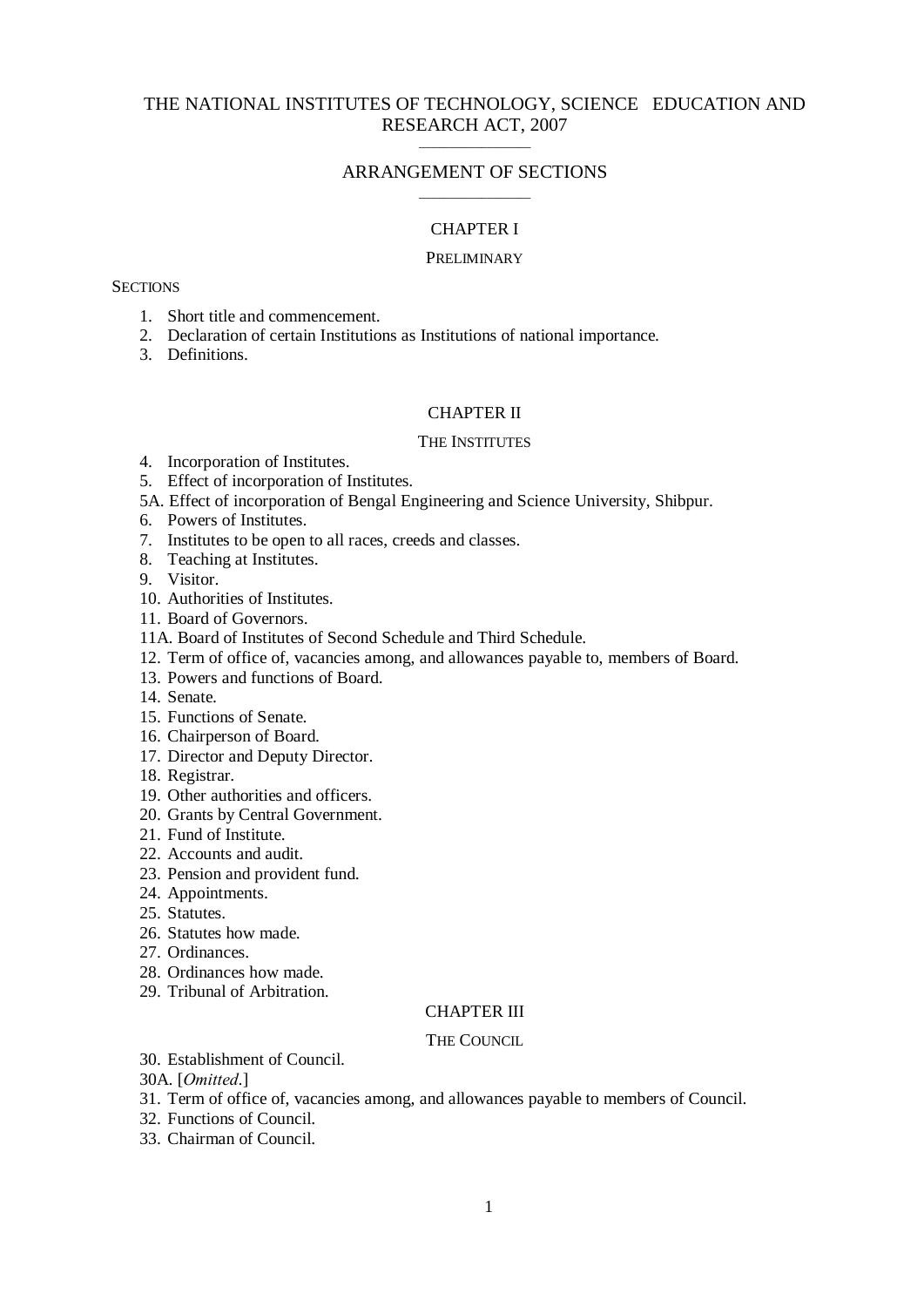# THE NATIONAL INSTITUTES OF TECHNOLOGY, SCIENCE EDUCATION AND RESEARCH ACT, 2007

---

## ARRANGEMENT OF SECTIONS

---

### CHAPTER I

#### PRELIMINARY

SECTIONS

1. Short title and commencement.
2. Declaration of certain Institutions as Institutions of national importance.
3. Definitions.

### CHAPTER II

#### THE INSTITUTES

4. Incorporation of Institutes.
5. Effect of incorporation of Institutes.

5A. Effect of incorporation of Bengal Engineering and Science University, Shibpur.

6. Powers of Institutes.
7. Institutes to be open to all races, creeds and classes.
8. Teaching at Institutes.
9. Visitor.
10. Authorities of Institutes.
11. Board of Governors.

11A. Board of Institutes of Second Schedule and Third Schedule.

12. Term of office of, vacancies among, and allowances payable to, members of Board.
13. Powers and functions of Board.
14. Senate.
15. Functions of Senate.
16. Chairperson of Board.
17. Director and Deputy Director.
18. Registrar.
19. Other authorities and officers.
20. Grants by Central Government.
21. Fund of Institute.
22. Accounts and audit.
23. Pension and provident fund.
24. Appointments.
25. Statutes.
26. Statutes how made.
27. Ordinances.
28. Ordinances how made.
29. Tribunal of Arbitration.

### CHAPTER III

#### THE COUNCIL

30. Establishment of Council.

30A. [*Omitted*.]

31. Term of office of, vacancies among, and allowances payable to members of Council.
32. Functions of Council.
33. Chairman of Council.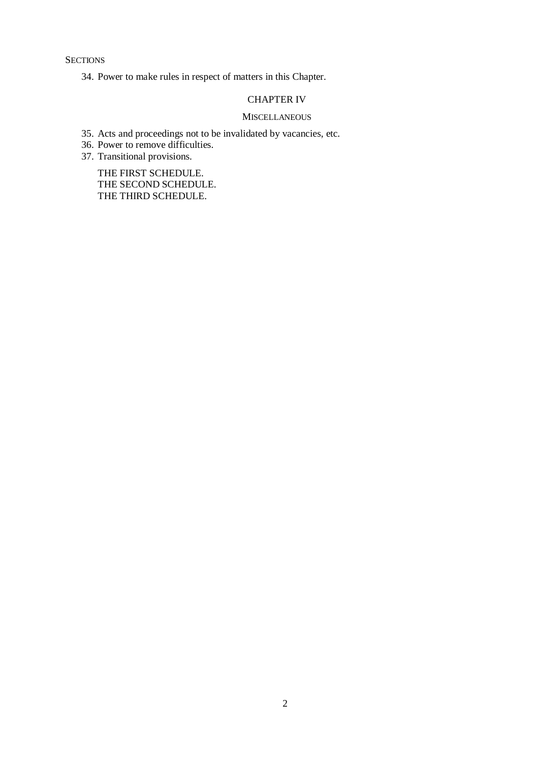SECTIONS

34. Power to make rules in respect of matters in this Chapter.

## CHAPTER IV

### MISCELLANEOUS

35. Acts and proceedings not to be invalidated by vacancies, etc.
36. Power to remove difficulties.
37. Transitional provisions.

THE FIRST SCHEDULE.
THE SECOND SCHEDULE.
THE THIRD SCHEDULE.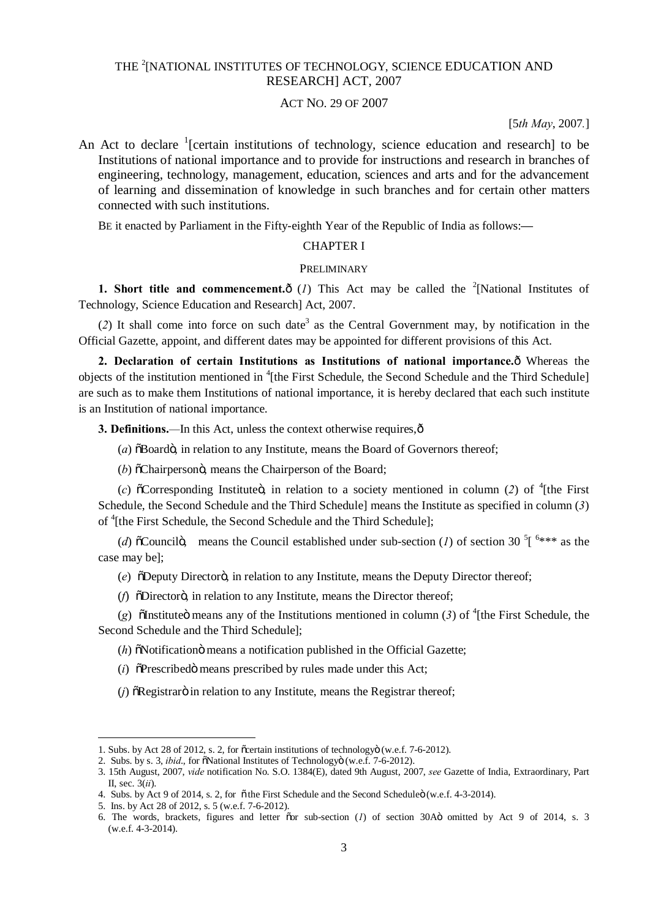# THE [2][NATIONAL INSTITUTES OF TECHNOLOGY, SCIENCE EDUCATION AND RESEARCH] ACT, 2007

## ACT NO. 29 OF 2007

[5*th May*, 2007.]

An Act to declare [1][certain institutions of technology, science education and research] to be Institutions of national importance and to provide for instructions and research in branches of engineering, technology, management, education, sciences and arts and for the advancement of learning and dissemination of knowledge in such branches and for certain other matters connected with such institutions.

BE it enacted by Parliament in the Fifty-eighth Year of the Republic of India as follows:—

## CHAPTER I

### PRELIMINARY

**1. Short title and commencement.**— (*1*) This Act may be called the [2][National Institutes of Technology, Science Education and Research] Act, 2007.

(*2*) It shall come into force on such date[3] as the Central Government may, by notification in the Official Gazette, appoint, and different dates may be appointed for different provisions of this Act.

**2. Declaration of certain Institutions as Institutions of national importance.**— Whereas the objects of the institution mentioned in [4][the First Schedule, the Second Schedule and the Third Schedule] are such as to make them Institutions of national importance, it is hereby declared that each such institute is an Institution of national importance.

**3. Definitions.**—In this Act, unless the context otherwise requires,—

(*a*) "Board", in relation to any Institute, means the Board of Governors thereof;

(*b*) "Chairperson", means the Chairperson of the Board;

(*c*) "Corresponding Institute", in relation to a society mentioned in column (*2*) of [4][the First Schedule, the Second Schedule and the Third Schedule] means the Institute as specified in column (*3*) of [4][the First Schedule, the Second Schedule and the Third Schedule];

(*d*) "Council", means the Council established under sub-section (*1*) of section 30 [5][ [6]*** as the case may be];

(*e*) "Deputy Director", in relation to any Institute, means the Deputy Director thereof;

(*f*) "Director", in relation to any Institute, means the Director thereof;

(*g*) "Institute" means any of the Institutions mentioned in column (*3*) of [4][the First Schedule, the Second Schedule and the Third Schedule];

(*h*) "Notification" means a notification published in the Official Gazette;

(*i*) "Prescribed" means prescribed by rules made under this Act;

(*j*) "Registrar" in relation to any Institute, means the Registrar thereof;

---

1. Subs. by Act 28 of 2012, s. 2, for "certain institutions of technology" (w.e.f. 7-6-2012).
2. Subs. by s. 3, *ibid*., for "National Institutes of Technology" (w.e.f. 7-6-2012).
3. 15th August, 2007, *vide* notification No. S.O. 1384(E), dated 9th August, 2007, *see* Gazette of India, Extraordinary, Part II, sec. 3(*ii*).
4. Subs. by Act 9 of 2014, s. 2, for "the First Schedule and the Second Schedule" (w.e.f. 4-3-2014).
5. Ins. by Act 28 of 2012, s. 5 (w.e.f. 7-6-2012).
6. The words, brackets, figures and letter "or sub-section (*1*) of section 30A" omitted by Act 9 of 2014, s. 3 (w.e.f. 4-3-2014).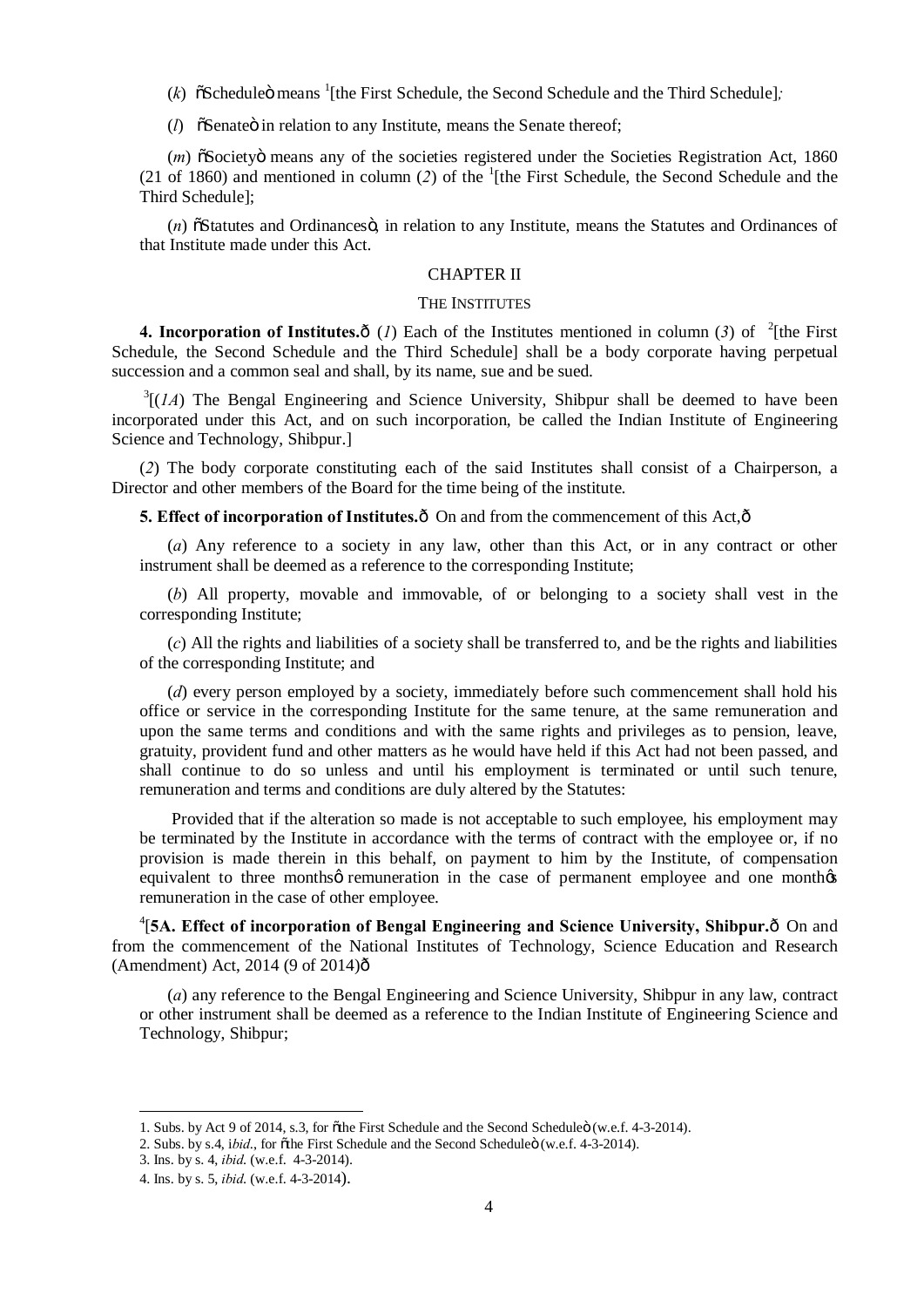(*k*) "Schedule" means [1][the First Schedule, the Second Schedule and the Third Schedule];

(*l*) "Senate" in relation to any Institute, means the Senate thereof;

(*m*) "Society" means any of the societies registered under the Societies Registration Act, 1860 (21 of 1860) and mentioned in column (*2*) of the [1][the First Schedule, the Second Schedule and the Third Schedule];

(*n*) "Statutes and Ordinances", in relation to any Institute, means the Statutes and Ordinances of that Institute made under this Act.

## CHAPTER II

### THE INSTITUTES

**4. Incorporation of Institutes.**—(*1*) Each of the Institutes mentioned in column (*3*) of [2][the First Schedule, the Second Schedule and the Third Schedule] shall be a body corporate having perpetual succession and a common seal and shall, by its name, sue and be sued.

[3][(*1A*) The Bengal Engineering and Science University, Shibpur shall be deemed to have been incorporated under this Act, and on such incorporation, be called the Indian Institute of Engineering Science and Technology, Shibpur.]

(*2*) The body corporate constituting each of the said Institutes shall consist of a Chairperson, a Director and other members of the Board for the time being of the institute.

**5. Effect of incorporation of Institutes.**— On and from the commencement of this Act,—

(*a*) Any reference to a society in any law, other than this Act, or in any contract or other instrument shall be deemed as a reference to the corresponding Institute;

(*b*) All property, movable and immovable, of or belonging to a society shall vest in the corresponding Institute;

(*c*) All the rights and liabilities of a society shall be transferred to, and be the rights and liabilities of the corresponding Institute; and

(*d*) every person employed by a society, immediately before such commencement shall hold his office or service in the corresponding Institute for the same tenure, at the same remuneration and upon the same terms and conditions and with the same rights and privileges as to pension, leave, gratuity, provident fund and other matters as he would have held if this Act had not been passed, and shall continue to do so unless and until his employment is terminated or until such tenure, remuneration and terms and conditions are duly altered by the Statutes:

Provided that if the alteration so made is not acceptable to such employee, his employment may be terminated by the Institute in accordance with the terms of contract with the employee or, if no provision is made therein in this behalf, on payment to him by the Institute, of compensation equivalent to three months' remuneration in the case of permanent employee and one month's remuneration in the case of other employee.

[4][**5A. Effect of incorporation of Bengal Engineering and Science University, Shibpur.**— On and from the commencement of the National Institutes of Technology, Science Education and Research (Amendment) Act, 2014 (9 of 2014)—

(*a*) any reference to the Bengal Engineering and Science University, Shibpur in any law, contract or other instrument shall be deemed as a reference to the Indian Institute of Engineering Science and Technology, Shibpur;

---

1. Subs. by Act 9 of 2014, s.3, for "the First Schedule and the Second Schedule" (w.e.f. 4-3-2014).
2. Subs. by s.4, *ibid.*, for "the First Schedule and the Second Schedule" (w.e.f. 4-3-2014).
3. Ins. by s. 4, *ibid.* (w.e.f. 4-3-2014).
4. Ins. by s. 5, *ibid.* (w.e.f. 4-3-2014).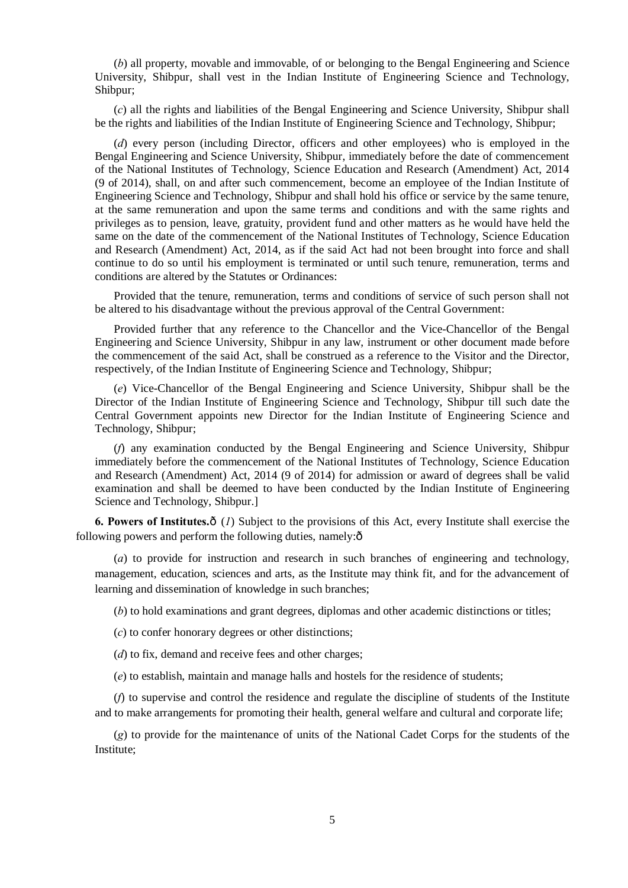(*b*) all property, movable and immovable, of or belonging to the Bengal Engineering and Science University, Shibpur, shall vest in the Indian Institute of Engineering Science and Technology, Shibpur;

(*c*) all the rights and liabilities of the Bengal Engineering and Science University, Shibpur shall be the rights and liabilities of the Indian Institute of Engineering Science and Technology, Shibpur;

(*d*) every person (including Director, officers and other employees) who is employed in the Bengal Engineering and Science University, Shibpur, immediately before the date of commencement of the National Institutes of Technology, Science Education and Research (Amendment) Act, 2014 (9 of 2014), shall, on and after such commencement, become an employee of the Indian Institute of Engineering Science and Technology, Shibpur and shall hold his office or service by the same tenure, at the same remuneration and upon the same terms and conditions and with the same rights and privileges as to pension, leave, gratuity, provident fund and other matters as he would have held the same on the date of the commencement of the National Institutes of Technology, Science Education and Research (Amendment) Act, 2014, as if the said Act had not been brought into force and shall continue to do so until his employment is terminated or until such tenure, remuneration, terms and conditions are altered by the Statutes or Ordinances:

Provided that the tenure, remuneration, terms and conditions of service of such person shall not be altered to his disadvantage without the previous approval of the Central Government:

Provided further that any reference to the Chancellor and the Vice-Chancellor of the Bengal Engineering and Science University, Shibpur in any law, instrument or other document made before the commencement of the said Act, shall be construed as a reference to the Visitor and the Director, respectively, of the Indian Institute of Engineering Science and Technology, Shibpur;

(*e*) Vice-Chancellor of the Bengal Engineering and Science University, Shibpur shall be the Director of the Indian Institute of Engineering Science and Technology, Shibpur till such date the Central Government appoints new Director for the Indian Institute of Engineering Science and Technology, Shibpur;

(*f*) any examination conducted by the Bengal Engineering and Science University, Shibpur immediately before the commencement of the National Institutes of Technology, Science Education and Research (Amendment) Act, 2014 (9 of 2014) for admission or award of degrees shall be valid examination and shall be deemed to have been conducted by the Indian Institute of Engineering Science and Technology, Shibpur.]

**6. Powers of Institutes.**— (*1*) Subject to the provisions of this Act, every Institute shall exercise the following powers and perform the following duties, namely:—

(*a*) to provide for instruction and research in such branches of engineering and technology, management, education, sciences and arts, as the Institute may think fit, and for the advancement of learning and dissemination of knowledge in such branches;

(*b*) to hold examinations and grant degrees, diplomas and other academic distinctions or titles;

(*c*) to confer honorary degrees or other distinctions;

(*d*) to fix, demand and receive fees and other charges;

(*e*) to establish, maintain and manage halls and hostels for the residence of students;

(*f*) to supervise and control the residence and regulate the discipline of students of the Institute and to make arrangements for promoting their health, general welfare and cultural and corporate life;

(*g*) to provide for the maintenance of units of the National Cadet Corps for the students of the Institute;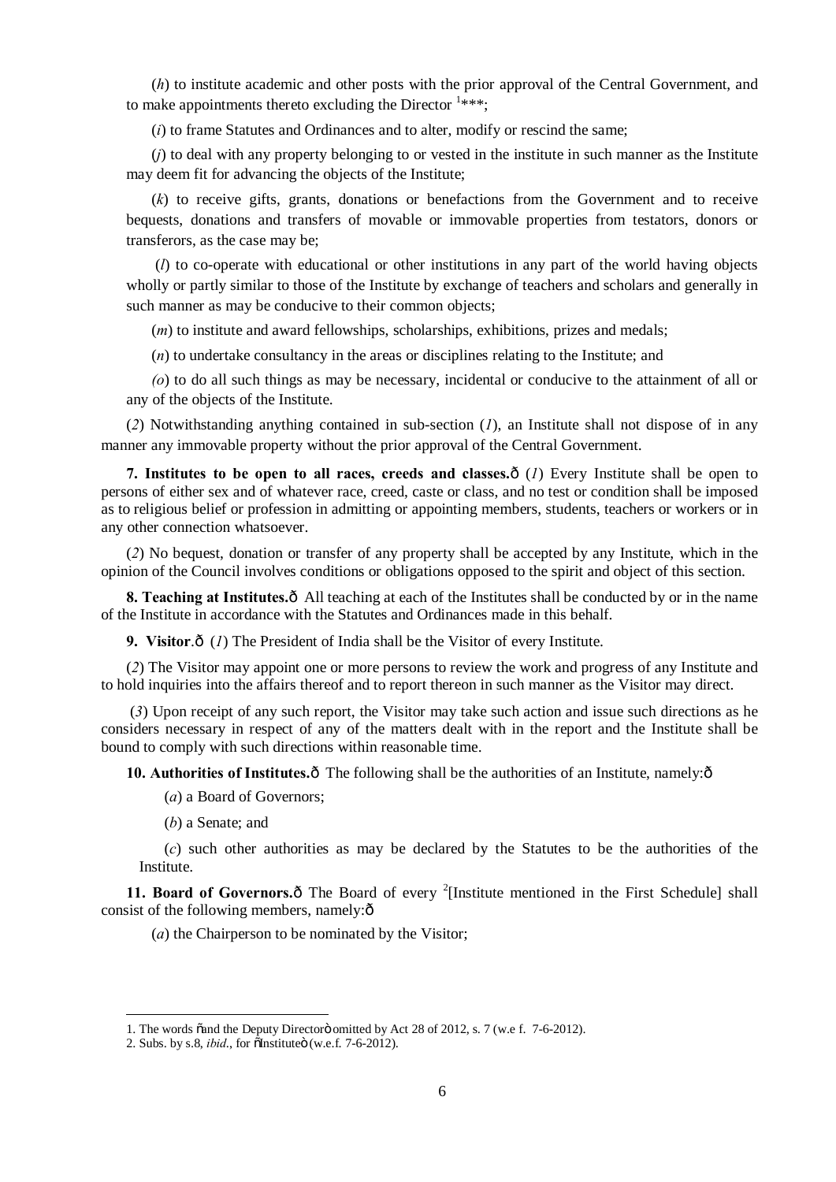(*h*) to institute academic and other posts with the prior approval of the Central Government, and to make appointments thereto excluding the Director [1]***;

(*i*) to frame Statutes and Ordinances and to alter, modify or rescind the same;

(*j*) to deal with any property belonging to or vested in the institute in such manner as the Institute may deem fit for advancing the objects of the Institute;

(*k*) to receive gifts, grants, donations or benefactions from the Government and to receive bequests, donations and transfers of movable or immovable properties from testators, donors or transferors, as the case may be;

(*l*) to co-operate with educational or other institutions in any part of the world having objects wholly or partly similar to those of the Institute by exchange of teachers and scholars and generally in such manner as may be conducive to their common objects;

(*m*) to institute and award fellowships, scholarships, exhibitions, prizes and medals;

(*n*) to undertake consultancy in the areas or disciplines relating to the Institute; and

(*o*) to do all such things as may be necessary, incidental or conducive to the attainment of all or any of the objects of the Institute.

(*2*) Notwithstanding anything contained in sub-section (*1*), an Institute shall not dispose of in any manner any immovable property without the prior approval of the Central Government.

**7. Institutes to be open to all races, creeds and classes.**— (*1*) Every Institute shall be open to persons of either sex and of whatever race, creed, caste or class, and no test or condition shall be imposed as to religious belief or profession in admitting or appointing members, students, teachers or workers or in any other connection whatsoever.

(*2*) No bequest, donation or transfer of any property shall be accepted by any Institute, which in the opinion of the Council involves conditions or obligations opposed to the spirit and object of this section.

**8. Teaching at Institutes.**— All teaching at each of the Institutes shall be conducted by or in the name of the Institute in accordance with the Statutes and Ordinances made in this behalf.

**9. Visitor.**— (*1*) The President of India shall be the Visitor of every Institute.

(*2*) The Visitor may appoint one or more persons to review the work and progress of any Institute and to hold inquiries into the affairs thereof and to report thereon in such manner as the Visitor may direct.

(*3*) Upon receipt of any such report, the Visitor may take such action and issue such directions as he considers necessary in respect of any of the matters dealt with in the report and the Institute shall be bound to comply with such directions within reasonable time.

**10. Authorities of Institutes.**— The following shall be the authorities of an Institute, namely:—

(*a*) a Board of Governors;

(*b*) a Senate; and

(*c*) such other authorities as may be declared by the Statutes to be the authorities of the Institute.

**11. Board of Governors.**— The Board of every [2][Institute mentioned in the First Schedule] shall consist of the following members, namely:—

(*a*) the Chairperson to be nominated by the Visitor;

---

1. The words "and the Deputy Director" omitted by Act 28 of 2012, s. 7 (w.e f. 7-6-2012).

2. Subs. by s.8, *ibid*., for "Institute" (w.e.f. 7-6-2012).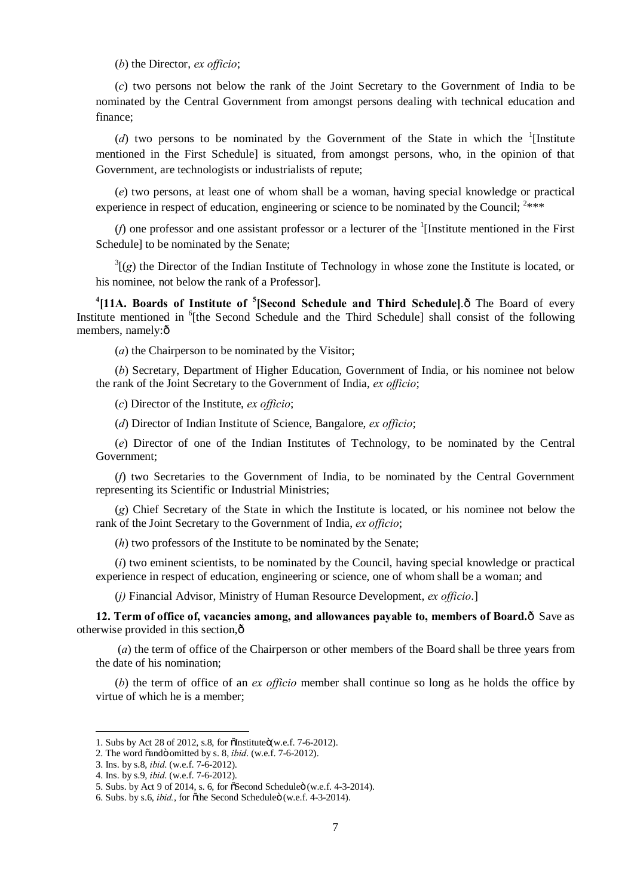(*b*) the Director, *ex officio*;

(*c*) two persons not below the rank of the Joint Secretary to the Government of India to be nominated by the Central Government from amongst persons dealing with technical education and finance;

(*d*) two persons to be nominated by the Government of the State in which the [1][Institute mentioned in the First Schedule] is situated, from amongst persons, who, in the opinion of that Government, are technologists or industrialists of repute;

(*e*) two persons, at least one of whom shall be a woman, having special knowledge or practical experience in respect of education, engineering or science to be nominated by the Council; [2]***

(*f*) one professor and one assistant professor or a lecturer of the [1][Institute mentioned in the First Schedule] to be nominated by the Senate;

[3][(*g*) the Director of the Indian Institute of Technology in whose zone the Institute is located, or his nominee, not below the rank of a Professor].

[4]**[11A. Boards of Institute of [5][Second Schedule and Third Schedule].**— The Board of every Institute mentioned in [6][the Second Schedule and the Third Schedule] shall consist of the following members, namely:—

(*a*) the Chairperson to be nominated by the Visitor;

(*b*) Secretary, Department of Higher Education, Government of India, or his nominee not below the rank of the Joint Secretary to the Government of India, *ex officio*;

(*c*) Director of the Institute, *ex officio*;

(*d*) Director of Indian Institute of Science, Bangalore, *ex officio*;

(*e*) Director of one of the Indian Institutes of Technology, to be nominated by the Central Government;

(*f*) two Secretaries to the Government of India, to be nominated by the Central Government representing its Scientific or Industrial Ministries;

(*g*) Chief Secretary of the State in which the Institute is located, or his nominee not below the rank of the Joint Secretary to the Government of India, *ex officio*;

(*h*) two professors of the Institute to be nominated by the Senate;

(*i*) two eminent scientists, to be nominated by the Council, having special knowledge or practical experience in respect of education, engineering or science, one of whom shall be a woman; and

(*j*) Financial Advisor, Ministry of Human Resource Development, *ex officio*.]

**12. Term of office of, vacancies among, and allowances payable to, members of Board.**— Save as otherwise provided in this section,—

(*a*) the term of office of the Chairperson or other members of the Board shall be three years from the date of his nomination;

(*b*) the term of office of an *ex officio* member shall continue so long as he holds the office by virtue of which he is a member;

---

1. Subs by Act 28 of 2012, s.8, for "Institute" (w.e.f. 7-6-2012).
2. The word "and" omitted by s. 8, *ibid*. (w.e.f. 7-6-2012).
3. Ins. by s.8, *ibid*. (w.e.f. 7-6-2012).
4. Ins. by s.9, *ibid*. (w.e.f. 7-6-2012).
5. Subs. by Act 9 of 2014, s. 6, for "Second Schedule" (w.e.f. 4-3-2014).
6. Subs. by s.6, *ibid.*, for "the Second Schedule" (w.e.f. 4-3-2014).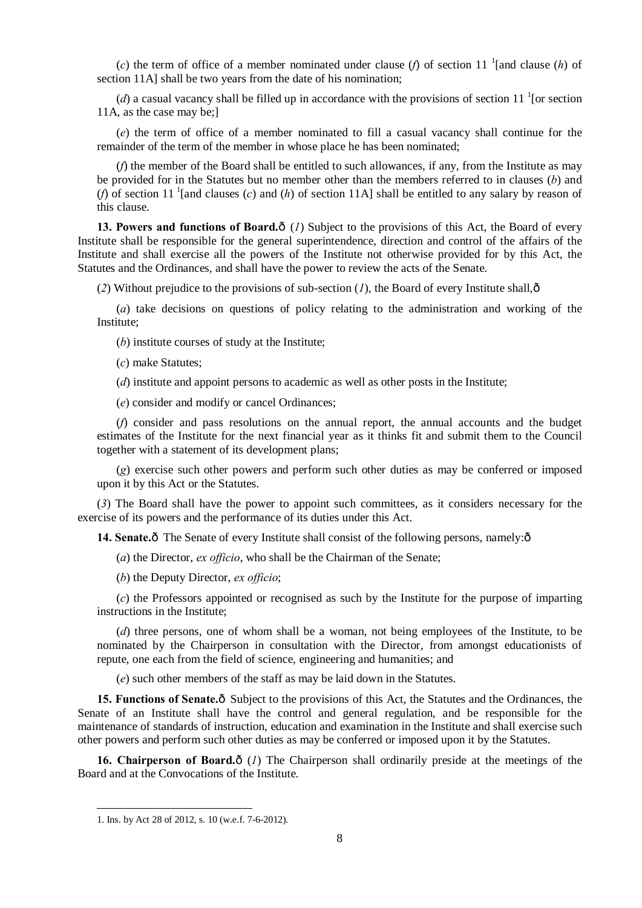(*c*) the term of office of a member nominated under clause (*f*) of section 11 [1][and clause (*h*) of section 11A] shall be two years from the date of his nomination;

(*d*) a casual vacancy shall be filled up in accordance with the provisions of section 11 [1][or section 11A, as the case may be;]

(*e*) the term of office of a member nominated to fill a casual vacancy shall continue for the remainder of the term of the member in whose place he has been nominated;

(*f*) the member of the Board shall be entitled to such allowances, if any, from the Institute as may be provided for in the Statutes but no member other than the members referred to in clauses (*b*) and (*f*) of section 11 [1][and clauses (*c*) and (*h*) of section 11A] shall be entitled to any salary by reason of this clause.

**13. Powers and functions of Board.**— (*1*) Subject to the provisions of this Act, the Board of every Institute shall be responsible for the general superintendence, direction and control of the affairs of the Institute and shall exercise all the powers of the Institute not otherwise provided for by this Act, the Statutes and the Ordinances, and shall have the power to review the acts of the Senate.

(*2*) Without prejudice to the provisions of sub-section (*1*), the Board of every Institute shall,—

(*a*) take decisions on questions of policy relating to the administration and working of the Institute;

(*b*) institute courses of study at the Institute;

(*c*) make Statutes;

(*d*) institute and appoint persons to academic as well as other posts in the Institute;

(*e*) consider and modify or cancel Ordinances;

(*f*) consider and pass resolutions on the annual report, the annual accounts and the budget estimates of the Institute for the next financial year as it thinks fit and submit them to the Council together with a statement of its development plans;

(*g*) exercise such other powers and perform such other duties as may be conferred or imposed upon it by this Act or the Statutes.

(*3*) The Board shall have the power to appoint such committees, as it considers necessary for the exercise of its powers and the performance of its duties under this Act.

**14. Senate.**— The Senate of every Institute shall consist of the following persons, namely:—

(*a*) the Director, *ex officio*, who shall be the Chairman of the Senate;

(*b*) the Deputy Director, *ex officio*;

(*c*) the Professors appointed or recognised as such by the Institute for the purpose of imparting instructions in the Institute;

(*d*) three persons, one of whom shall be a woman, not being employees of the Institute, to be nominated by the Chairperson in consultation with the Director, from amongst educationists of repute, one each from the field of science, engineering and humanities; and

(*e*) such other members of the staff as may be laid down in the Statutes.

**15. Functions of Senate.**— Subject to the provisions of this Act, the Statutes and the Ordinances, the Senate of an Institute shall have the control and general regulation, and be responsible for the maintenance of standards of instruction, education and examination in the Institute and shall exercise such other powers and perform such other duties as may be conferred or imposed upon it by the Statutes.

**16. Chairperson of Board.**— (*1*) The Chairperson shall ordinarily preside at the meetings of the Board and at the Convocations of the Institute.

---

1. Ins. by Act 28 of 2012, s. 10 (w.e.f. 7-6-2012).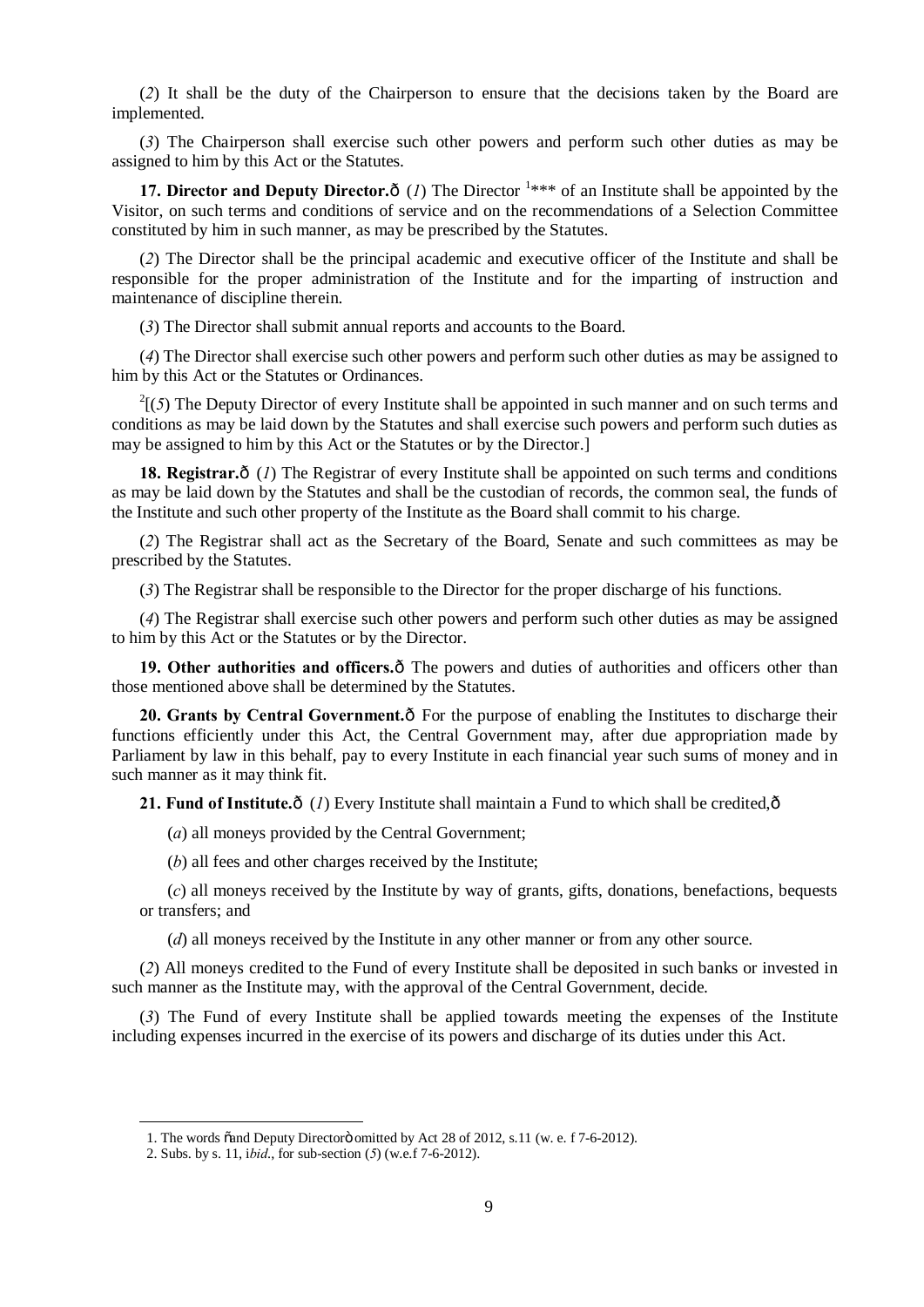(*2*) It shall be the duty of the Chairperson to ensure that the decisions taken by the Board are implemented.

(*3*) The Chairperson shall exercise such other powers and perform such other duties as may be assigned to him by this Act or the Statutes.

**17. Director and Deputy Director.**—(*1*) The Director [1]*** of an Institute shall be appointed by the Visitor, on such terms and conditions of service and on the recommendations of a Selection Committee constituted by him in such manner, as may be prescribed by the Statutes.

(*2*) The Director shall be the principal academic and executive officer of the Institute and shall be responsible for the proper administration of the Institute and for the imparting of instruction and maintenance of discipline therein.

(*3*) The Director shall submit annual reports and accounts to the Board.

(*4*) The Director shall exercise such other powers and perform such other duties as may be assigned to him by this Act or the Statutes or Ordinances.

[2][(*5*) The Deputy Director of every Institute shall be appointed in such manner and on such terms and conditions as may be laid down by the Statutes and shall exercise such powers and perform such duties as may be assigned to him by this Act or the Statutes or by the Director.]

**18. Registrar.**—(*1*) The Registrar of every Institute shall be appointed on such terms and conditions as may be laid down by the Statutes and shall be the custodian of records, the common seal, the funds of the Institute and such other property of the Institute as the Board shall commit to his charge.

(*2*) The Registrar shall act as the Secretary of the Board, Senate and such committees as may be prescribed by the Statutes.

(*3*) The Registrar shall be responsible to the Director for the proper discharge of his functions.

(*4*) The Registrar shall exercise such other powers and perform such other duties as may be assigned to him by this Act or the Statutes or by the Director.

**19. Other authorities and officers.**—The powers and duties of authorities and officers other than those mentioned above shall be determined by the Statutes.

**20. Grants by Central Government.**—For the purpose of enabling the Institutes to discharge their functions efficiently under this Act, the Central Government may, after due appropriation made by Parliament by law in this behalf, pay to every Institute in each financial year such sums of money and in such manner as it may think fit.

**21. Fund of Institute.**—(*1*) Every Institute shall maintain a Fund to which shall be credited,—

(*a*) all moneys provided by the Central Government;

(*b*) all fees and other charges received by the Institute;

(*c*) all moneys received by the Institute by way of grants, gifts, donations, benefactions, bequests or transfers; and

(*d*) all moneys received by the Institute in any other manner or from any other source.

(*2*) All moneys credited to the Fund of every Institute shall be deposited in such banks or invested in such manner as the Institute may, with the approval of the Central Government, decide.

(*3*) The Fund of every Institute shall be applied towards meeting the expenses of the Institute including expenses incurred in the exercise of its powers and discharge of its duties under this Act.

---

1. The words "and Deputy Director" omitted by Act 28 of 2012, s.11 (w. e. f 7-6-2012).
2. Subs. by s. 11, *ibid*., for sub-section (*5*) (w.e.f 7-6-2012).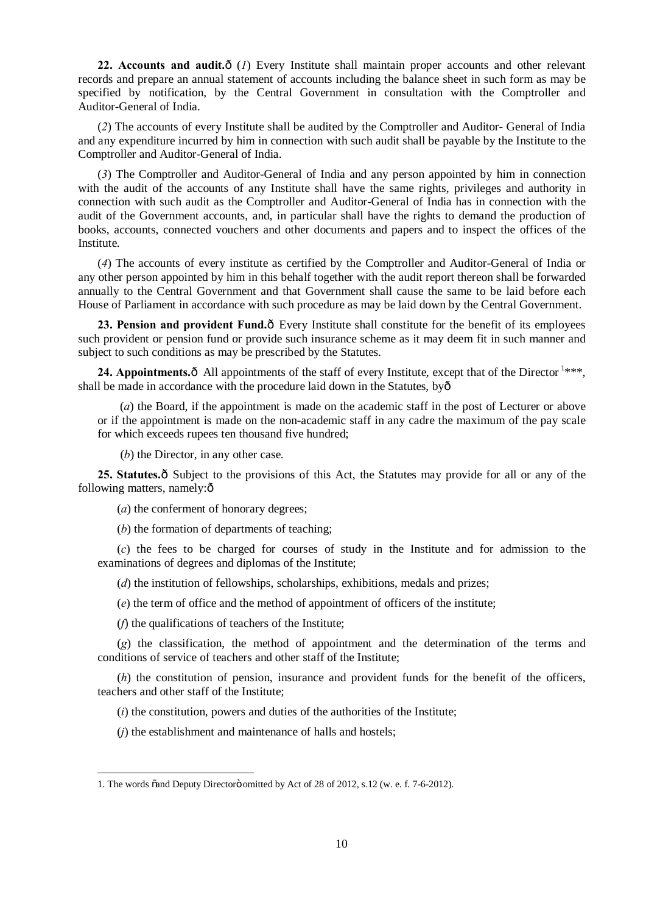**22. Accounts and audit.**— (*1*) Every Institute shall maintain proper accounts and other relevant records and prepare an annual statement of accounts including the balance sheet in such form as may be specified by notification, by the Central Government in consultation with the Comptroller and Auditor-General of India.

(*2*) The accounts of every Institute shall be audited by the Comptroller and Auditor- General of India and any expenditure incurred by him in connection with such audit shall be payable by the Institute to the Comptroller and Auditor-General of India.

(*3*) The Comptroller and Auditor-General of India and any person appointed by him in connection with the audit of the accounts of any Institute shall have the same rights, privileges and authority in connection with such audit as the Comptroller and Auditor-General of India has in connection with the audit of the Government accounts, and, in particular shall have the rights to demand the production of books, accounts, connected vouchers and other documents and papers and to inspect the offices of the Institute.

(*4*) The accounts of every institute as certified by the Comptroller and Auditor-General of India or any other person appointed by him in this behalf together with the audit report thereon shall be forwarded annually to the Central Government and that Government shall cause the same to be laid before each House of Parliament in accordance with such procedure as may be laid down by the Central Government.

**23. Pension and provident Fund.**— Every Institute shall constitute for the benefit of its employees such provident or pension fund or provide such insurance scheme as it may deem fit in such manner and subject to such conditions as may be prescribed by the Statutes.

**24. Appointments.**— All appointments of the staff of every Institute, except that of the Director [1]\*\*\*, shall be made in accordance with the procedure laid down in the Statutes, by—

(*a*) the Board, if the appointment is made on the academic staff in the post of Lecturer or above or if the appointment is made on the non-academic staff in any cadre the maximum of the pay scale for which exceeds rupees ten thousand five hundred;

(*b*) the Director, in any other case.

**25. Statutes.**— Subject to the provisions of this Act, the Statutes may provide for all or any of the following matters, namely:—

(*a*) the conferment of honorary degrees;

(*b*) the formation of departments of teaching;

(*c*) the fees to be charged for courses of study in the Institute and for admission to the examinations of degrees and diplomas of the Institute;

(*d*) the institution of fellowships, scholarships, exhibitions, medals and prizes;

(*e*) the term of office and the method of appointment of officers of the institute;

(*f*) the qualifications of teachers of the Institute;

(*g*) the classification, the method of appointment and the determination of the terms and conditions of service of teachers and other staff of the Institute;

(*h*) the constitution of pension, insurance and provident funds for the benefit of the officers, teachers and other staff of the Institute;

(*i*) the constitution, powers and duties of the authorities of the Institute;

(*j*) the establishment and maintenance of halls and hostels;

---

1. The words "and Deputy Director" omitted by Act of 28 of 2012, s.12 (w. e. f. 7-6-2012).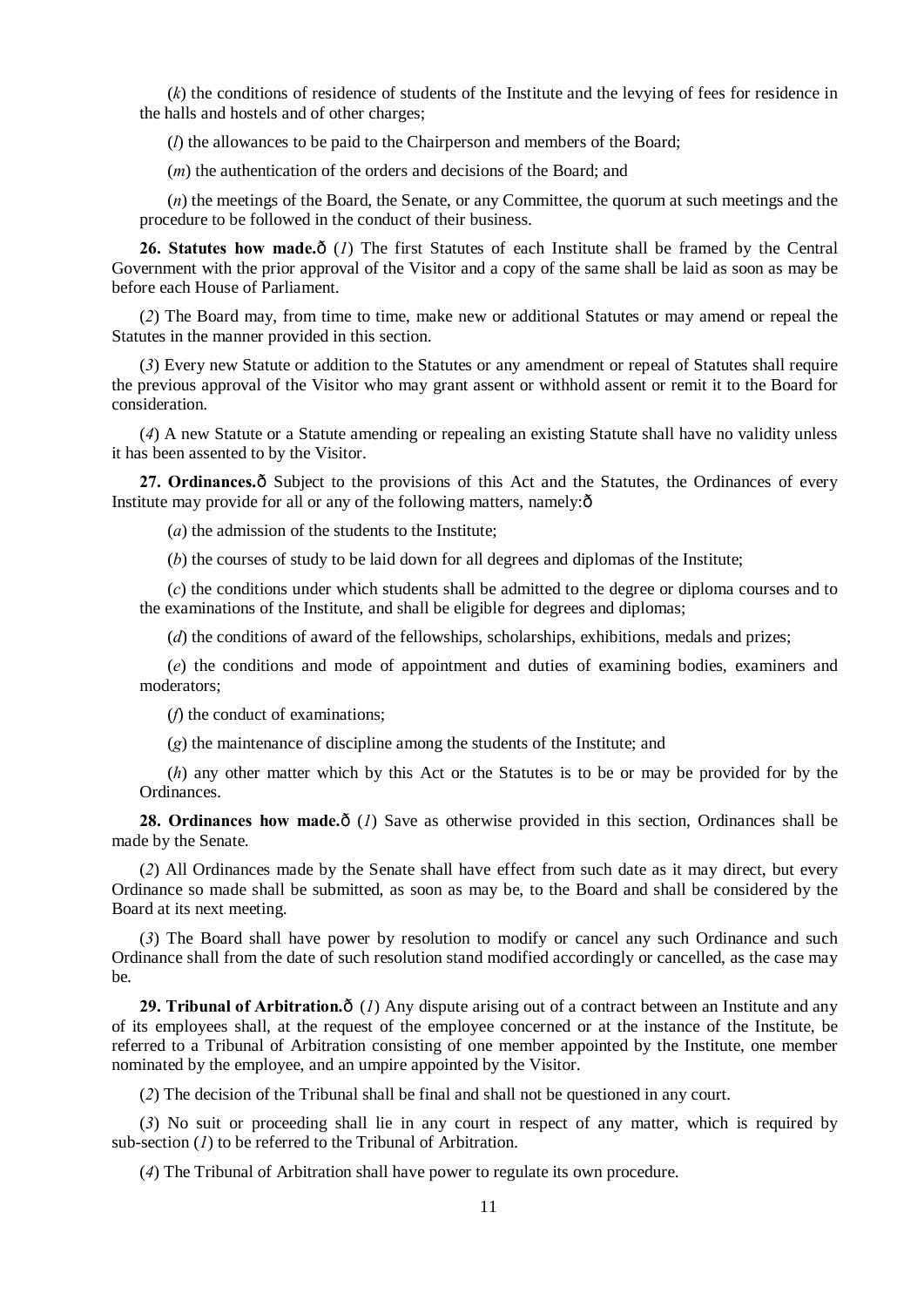(*k*) the conditions of residence of students of the Institute and the levying of fees for residence in the halls and hostels and of other charges;

(*l*) the allowances to be paid to the Chairperson and members of the Board;

(*m*) the authentication of the orders and decisions of the Board; and

(*n*) the meetings of the Board, the Senate, or any Committee, the quorum at such meetings and the procedure to be followed in the conduct of their business.

**26. Statutes how made.**— (*1*) The first Statutes of each Institute shall be framed by the Central Government with the prior approval of the Visitor and a copy of the same shall be laid as soon as may be before each House of Parliament.

(*2*) The Board may, from time to time, make new or additional Statutes or may amend or repeal the Statutes in the manner provided in this section.

(*3*) Every new Statute or addition to the Statutes or any amendment or repeal of Statutes shall require the previous approval of the Visitor who may grant assent or withhold assent or remit it to the Board for consideration.

(*4*) A new Statute or a Statute amending or repealing an existing Statute shall have no validity unless it has been assented to by the Visitor.

**27. Ordinances.**— Subject to the provisions of this Act and the Statutes, the Ordinances of every Institute may provide for all or any of the following matters, namely:—

(*a*) the admission of the students to the Institute;

(*b*) the courses of study to be laid down for all degrees and diplomas of the Institute;

(*c*) the conditions under which students shall be admitted to the degree or diploma courses and to the examinations of the Institute, and shall be eligible for degrees and diplomas;

(*d*) the conditions of award of the fellowships, scholarships, exhibitions, medals and prizes;

(*e*) the conditions and mode of appointment and duties of examining bodies, examiners and moderators;

(*f*) the conduct of examinations;

(*g*) the maintenance of discipline among the students of the Institute; and

(*h*) any other matter which by this Act or the Statutes is to be or may be provided for by the Ordinances.

**28. Ordinances how made.**— (*1*) Save as otherwise provided in this section, Ordinances shall be made by the Senate.

(*2*) All Ordinances made by the Senate shall have effect from such date as it may direct, but every Ordinance so made shall be submitted, as soon as may be, to the Board and shall be considered by the Board at its next meeting.

(*3*) The Board shall have power by resolution to modify or cancel any such Ordinance and such Ordinance shall from the date of such resolution stand modified accordingly or cancelled, as the case may be.

**29. Tribunal of Arbitration.**— (*1*) Any dispute arising out of a contract between an Institute and any of its employees shall, at the request of the employee concerned or at the instance of the Institute, be referred to a Tribunal of Arbitration consisting of one member appointed by the Institute, one member nominated by the employee, and an umpire appointed by the Visitor.

(*2*) The decision of the Tribunal shall be final and shall not be questioned in any court.

(*3*) No suit or proceeding shall lie in any court in respect of any matter, which is required by sub-section (*1*) to be referred to the Tribunal of Arbitration.

(*4*) The Tribunal of Arbitration shall have power to regulate its own procedure.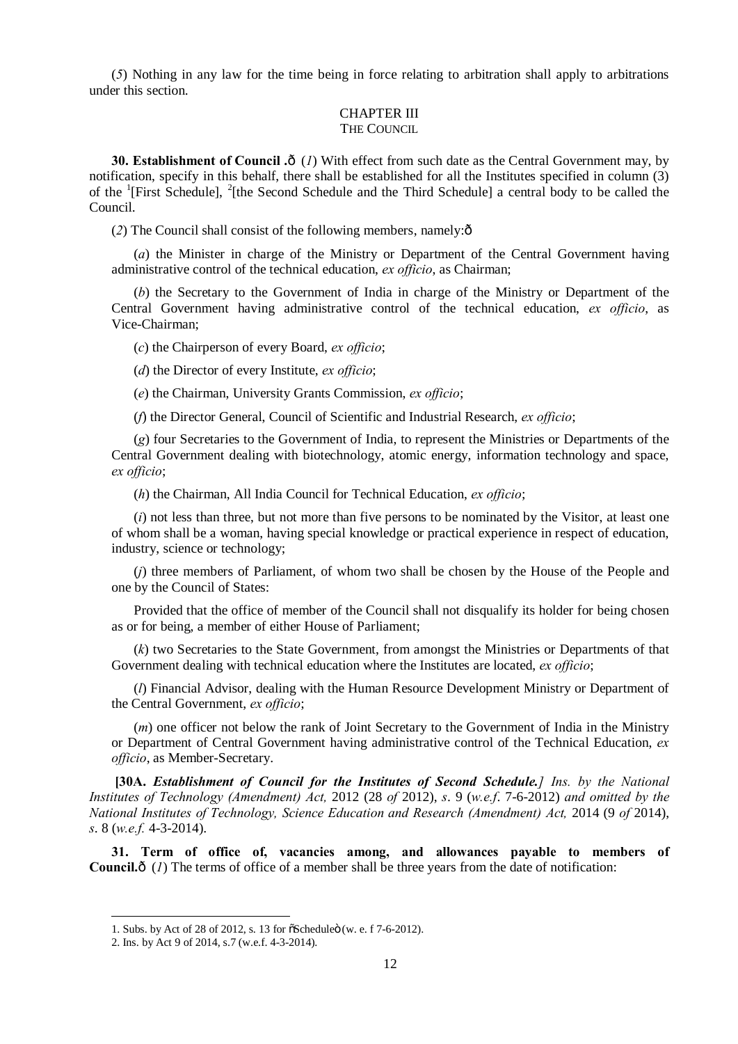(*5*) Nothing in any law for the time being in force relating to arbitration shall apply to arbitrations under this section.

## CHAPTER III
### THE COUNCIL

**30. Establishment of Council .—** (*1*) With effect from such date as the Central Government may, by notification, specify in this behalf, there shall be established for all the Institutes specified in column (3) of the [1][First Schedule], [2][the Second Schedule and the Third Schedule] a central body to be called the Council.

(*2*) The Council shall consist of the following members, namely:—

(*a*) the Minister in charge of the Ministry or Department of the Central Government having administrative control of the technical education, *ex officio*, as Chairman;

(*b*) the Secretary to the Government of India in charge of the Ministry or Department of the Central Government having administrative control of the technical education, *ex officio*, as Vice-Chairman;

(*c*) the Chairperson of every Board, *ex officio*;

(*d*) the Director of every Institute, *ex officio*;

(*e*) the Chairman, University Grants Commission, *ex officio*;

(*f*) the Director General, Council of Scientific and Industrial Research, *ex officio*;

(*g*) four Secretaries to the Government of India, to represent the Ministries or Departments of the Central Government dealing with biotechnology, atomic energy, information technology and space, *ex officio*;

(*h*) the Chairman, All India Council for Technical Education, *ex officio*;

(*i*) not less than three, but not more than five persons to be nominated by the Visitor, at least one of whom shall be a woman, having special knowledge or practical experience in respect of education, industry, science or technology;

(*j*) three members of Parliament, of whom two shall be chosen by the House of the People and one by the Council of States:

Provided that the office of member of the Council shall not disqualify its holder for being chosen as or for being, a member of either House of Parliament;

(*k*) two Secretaries to the State Government, from amongst the Ministries or Departments of that Government dealing with technical education where the Institutes are located, *ex officio*;

(*l*) Financial Advisor, dealing with the Human Resource Development Ministry or Department of the Central Government, *ex officio*;

(*m*) one officer not below the rank of Joint Secretary to the Government of India in the Ministry or Department of Central Government having administrative control of the Technical Education, *ex officio*, as Member-Secretary.

**[30A.** ***Establishment of Council for the Institutes of Second Schedule.****] Ins. by the National Institutes of Technology (Amendment) Act,* 2012 (28 *of* 2012), *s*. 9 (*w.e.f*. 7-6-2012) *and omitted by the National Institutes of Technology, Science Education and Research (Amendment) Act,* 2014 (9 *of* 2014), *s*. 8 (*w.e.f.* 4-3-2014).

**31. Term of office of, vacancies among, and allowances payable to members of Council.—** (*1*) The terms of office of a member shall be three years from the date of notification:

---

1. Subs. by Act of 28 of 2012, s. 13 for "Schedule" (w. e. f 7-6-2012).
2. Ins. by Act 9 of 2014, s.7 (w.e.f. 4-3-2014).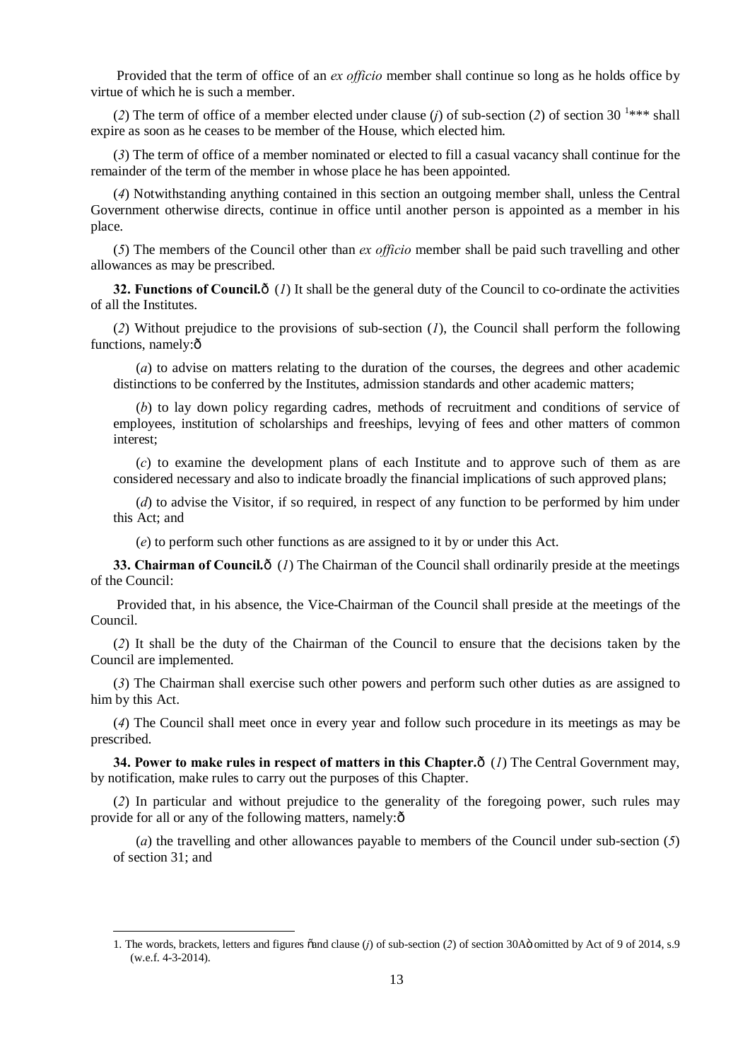Provided that the term of office of an *ex officio* member shall continue so long as he holds office by virtue of which he is such a member.

(*2*) The term of office of a member elected under clause (*j*) of sub-section (*2*) of section 30 [1]\*\*\* shall expire as soon as he ceases to be member of the House, which elected him.

(*3*) The term of office of a member nominated or elected to fill a casual vacancy shall continue for the remainder of the term of the member in whose place he has been appointed.

(*4*) Notwithstanding anything contained in this section an outgoing member shall, unless the Central Government otherwise directs, continue in office until another person is appointed as a member in his place.

(*5*) The members of the Council other than *ex officio* member shall be paid such travelling and other allowances as may be prescribed.

**32. Functions of Council.**— (*1*) It shall be the general duty of the Council to co-ordinate the activities of all the Institutes.

(*2*) Without prejudice to the provisions of sub-section (*1*), the Council shall perform the following functions, namely:—

(*a*) to advise on matters relating to the duration of the courses, the degrees and other academic distinctions to be conferred by the Institutes, admission standards and other academic matters;

(*b*) to lay down policy regarding cadres, methods of recruitment and conditions of service of employees, institution of scholarships and freeships, levying of fees and other matters of common interest;

(*c*) to examine the development plans of each Institute and to approve such of them as are considered necessary and also to indicate broadly the financial implications of such approved plans;

(*d*) to advise the Visitor, if so required, in respect of any function to be performed by him under this Act; and

(*e*) to perform such other functions as are assigned to it by or under this Act.

**33. Chairman of Council.**— (*1*) The Chairman of the Council shall ordinarily preside at the meetings of the Council:

Provided that, in his absence, the Vice-Chairman of the Council shall preside at the meetings of the Council.

(*2*) It shall be the duty of the Chairman of the Council to ensure that the decisions taken by the Council are implemented.

(*3*) The Chairman shall exercise such other powers and perform such other duties as are assigned to him by this Act.

(*4*) The Council shall meet once in every year and follow such procedure in its meetings as may be prescribed.

**34. Power to make rules in respect of matters in this Chapter.**— (*1*) The Central Government may, by notification, make rules to carry out the purposes of this Chapter.

(*2*) In particular and without prejudice to the generality of the foregoing power, such rules may provide for all or any of the following matters, namely:—

(*a*) the travelling and other allowances payable to members of the Council under sub-section (*5*) of section 31; and

---

1. The words, brackets, letters and figures "and clause (*j*) of sub-section (*2*) of section 30A" omitted by Act of 9 of 2014, s.9 (w.e.f. 4-3-2014).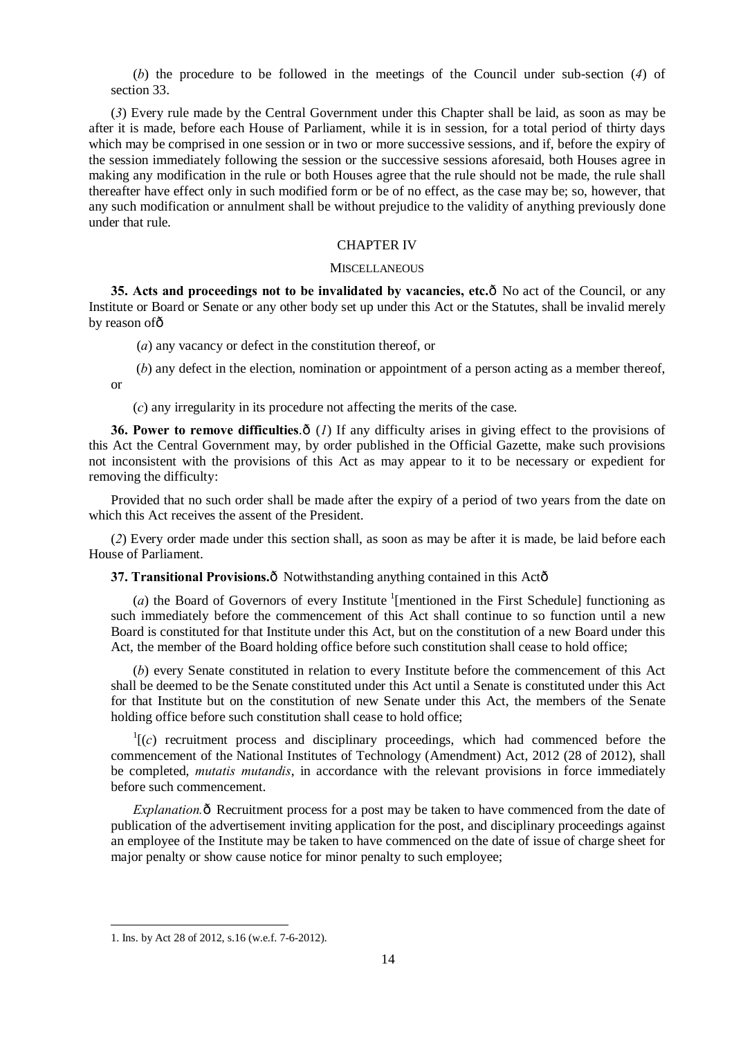(*b*) the procedure to be followed in the meetings of the Council under sub-section (*4*) of section 33.

(*3*) Every rule made by the Central Government under this Chapter shall be laid, as soon as may be after it is made, before each House of Parliament, while it is in session, for a total period of thirty days which may be comprised in one session or in two or more successive sessions, and if, before the expiry of the session immediately following the session or the successive sessions aforesaid, both Houses agree in making any modification in the rule or both Houses agree that the rule should not be made, the rule shall thereafter have effect only in such modified form or be of no effect, as the case may be; so, however, that any such modification or annulment shall be without prejudice to the validity of anything previously done under that rule.

## CHAPTER IV

### MISCELLANEOUS

**35. Acts and proceedings not to be invalidated by vacancies, etc.**—No act of the Council, or any Institute or Board or Senate or any other body set up under this Act or the Statutes, shall be invalid merely by reason of—

(*a*) any vacancy or defect in the constitution thereof, or

(*b*) any defect in the election, nomination or appointment of a person acting as a member thereof, or

(*c*) any irregularity in its procedure not affecting the merits of the case.

**36. Power to remove difficulties**.—(*1*) If any difficulty arises in giving effect to the provisions of this Act the Central Government may, by order published in the Official Gazette, make such provisions not inconsistent with the provisions of this Act as may appear to it to be necessary or expedient for removing the difficulty:

Provided that no such order shall be made after the expiry of a period of two years from the date on which this Act receives the assent of the President.

(*2*) Every order made under this section shall, as soon as may be after it is made, be laid before each House of Parliament.

**37. Transitional Provisions.**—Notwithstanding anything contained in this Act—

(*a*) the Board of Governors of every Institute [1][mentioned in the First Schedule] functioning as such immediately before the commencement of this Act shall continue to so function until a new Board is constituted for that Institute under this Act, but on the constitution of a new Board under this Act, the member of the Board holding office before such constitution shall cease to hold office;

(*b*) every Senate constituted in relation to every Institute before the commencement of this Act shall be deemed to be the Senate constituted under this Act until a Senate is constituted under this Act for that Institute but on the constitution of new Senate under this Act, the members of the Senate holding office before such constitution shall cease to hold office;

[1][(*c*) recruitment process and disciplinary proceedings, which had commenced before the commencement of the National Institutes of Technology (Amendment) Act, 2012 (28 of 2012), shall be completed, *mutatis mutandis*, in accordance with the relevant provisions in force immediately before such commencement.

*Explanation.*—Recruitment process for a post may be taken to have commenced from the date of publication of the advertisement inviting application for the post, and disciplinary proceedings against an employee of the Institute may be taken to have commenced on the date of issue of charge sheet for major penalty or show cause notice for minor penalty to such employee;

1. Ins. by Act 28 of 2012, s.16 (w.e.f. 7-6-2012).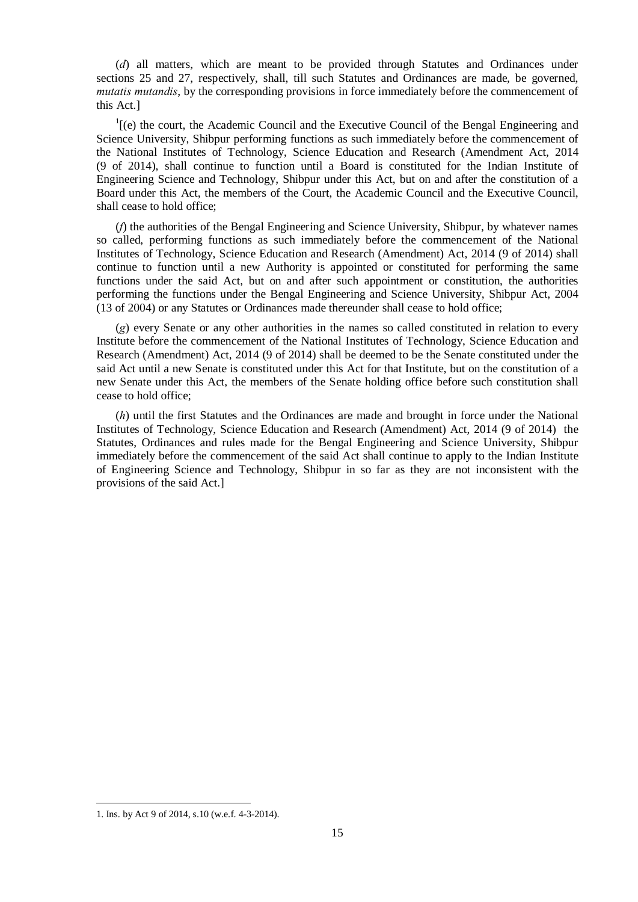(*d*) all matters, which are meant to be provided through Statutes and Ordinances under sections 25 and 27, respectively, shall, till such Statutes and Ordinances are made, be governed, *mutatis mutandis*, by the corresponding provisions in force immediately before the commencement of this Act.]

[1][(e) the court, the Academic Council and the Executive Council of the Bengal Engineering and Science University, Shibpur performing functions as such immediately before the commencement of the National Institutes of Technology, Science Education and Research (Amendment Act, 2014 (9 of 2014), shall continue to function until a Board is constituted for the Indian Institute of Engineering Science and Technology, Shibpur under this Act, but on and after the constitution of a Board under this Act, the members of the Court, the Academic Council and the Executive Council, shall cease to hold office;

(*f*) the authorities of the Bengal Engineering and Science University, Shibpur, by whatever names so called, performing functions as such immediately before the commencement of the National Institutes of Technology, Science Education and Research (Amendment) Act, 2014 (9 of 2014) shall continue to function until a new Authority is appointed or constituted for performing the same functions under the said Act, but on and after such appointment or constitution, the authorities performing the functions under the Bengal Engineering and Science University, Shibpur Act, 2004 (13 of 2004) or any Statutes or Ordinances made thereunder shall cease to hold office;

(*g*) every Senate or any other authorities in the names so called constituted in relation to every Institute before the commencement of the National Institutes of Technology, Science Education and Research (Amendment) Act, 2014 (9 of 2014) shall be deemed to be the Senate constituted under the said Act until a new Senate is constituted under this Act for that Institute, but on the constitution of a new Senate under this Act, the members of the Senate holding office before such constitution shall cease to hold office;

(*h*) until the first Statutes and the Ordinances are made and brought in force under the National Institutes of Technology, Science Education and Research (Amendment) Act, 2014 (9 of 2014) the Statutes, Ordinances and rules made for the Bengal Engineering and Science University, Shibpur immediately before the commencement of the said Act shall continue to apply to the Indian Institute of Engineering Science and Technology, Shibpur in so far as they are not inconsistent with the provisions of the said Act.]

---

1. Ins. by Act 9 of 2014, s.10 (w.e.f. 4-3-2014).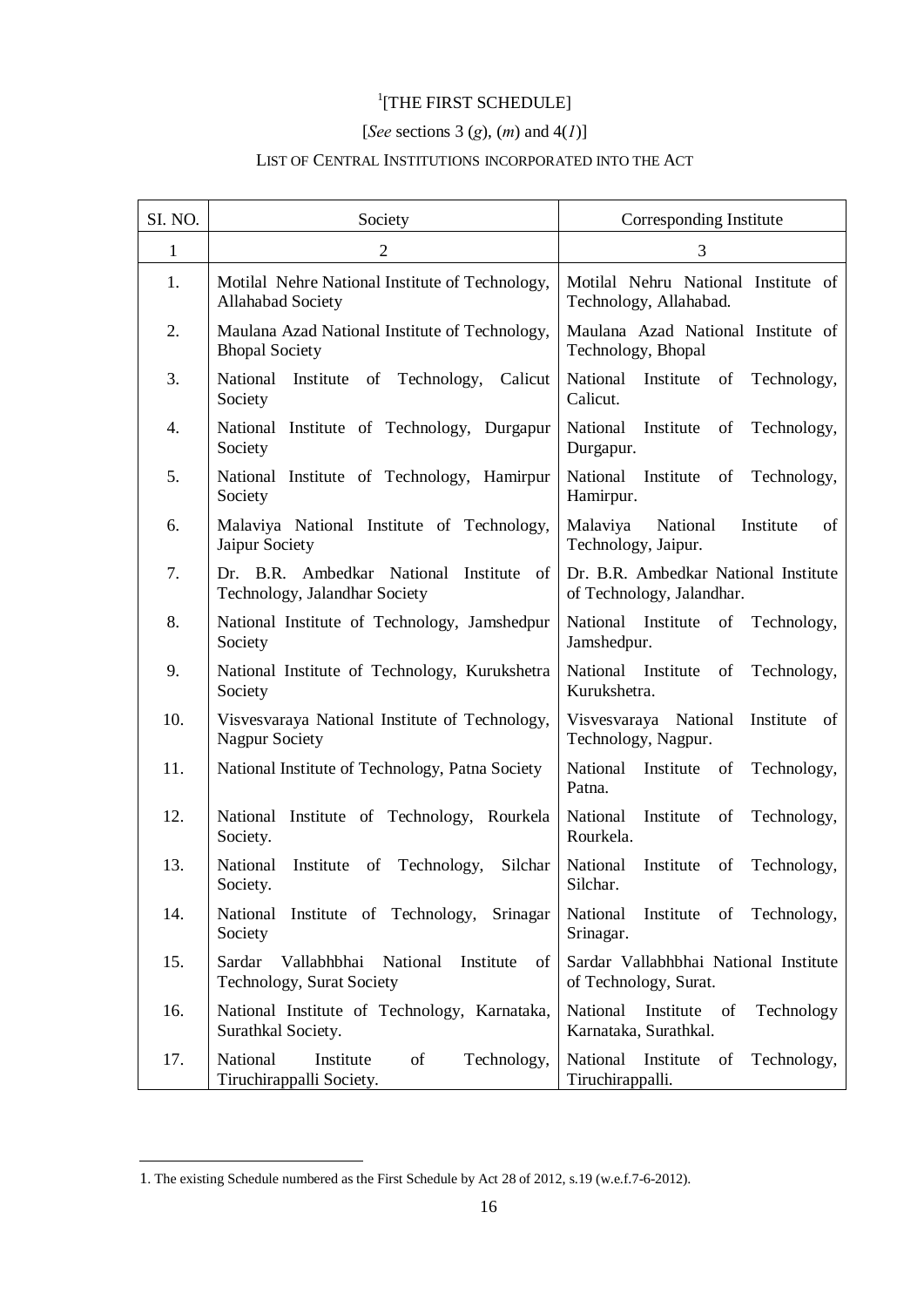# [1][THE FIRST SCHEDULE]

[*See* sections 3 (*g*), (*m*) and 4(*1*)]

LIST OF CENTRAL INSTITUTIONS INCORPORATED INTO THE ACT

| Sl. NO. | Society | Corresponding Institute |
|---|---|---|
| 1 | 2 | 3 |
| 1. | Motilal Nehre National Institute of Technology, Allahabad Society | Motilal Nehru National Institute of Technology, Allahabad. |
| 2. | Maulana Azad National Institute of Technology, Bhopal Society | Maulana Azad National Institute of Technology, Bhopal |
| 3. | National Institute of Technology, Calicut Society | National Institute of Technology, Calicut. |
| 4. | National Institute of Technology, Durgapur Society | National Institute of Technology, Durgapur. |
| 5. | National Institute of Technology, Hamirpur Society | National Institute of Technology, Hamirpur. |
| 6. | Malaviya National Institute of Technology, Jaipur Society | Malaviya National Institute of Technology, Jaipur. |
| 7. | Dr. B.R. Ambedkar National Institute of Technology, Jalandhar Society | Dr. B.R. Ambedkar National Institute of Technology, Jalandhar. |
| 8. | National Institute of Technology, Jamshedpur Society | National Institute of Technology, Jamshedpur. |
| 9. | National Institute of Technology, Kurukshetra Society | National Institute of Technology, Kurukshetra. |
| 10. | Visvesvaraya National Institute of Technology, Nagpur Society | Visvesvaraya National Institute of Technology, Nagpur. |
| 11. | National Institute of Technology, Patna Society | National Institute of Technology, Patna. |
| 12. | National Institute of Technology, Rourkela Society. | National Institute of Technology, Rourkela. |
| 13. | National Institute of Technology, Silchar Society. | National Institute of Technology, Silchar. |
| 14. | National Institute of Technology, Srinagar Society | National Institute of Technology, Srinagar. |
| 15. | Sardar Vallabhbhai National Institute of Technology, Surat Society | Sardar Vallabhbhai National Institute of Technology, Surat. |
| 16. | National Institute of Technology, Karnataka, Surathkal Society. | National Institute of Technology Karnataka, Surathkal. |
| 17. | National Institute of Technology, Tiruchirappalli Society. | National Institute of Technology, Tiruchirappalli. |

1. The existing Schedule numbered as the First Schedule by Act 28 of 2012, s.19 (w.e.f.7-6-2012).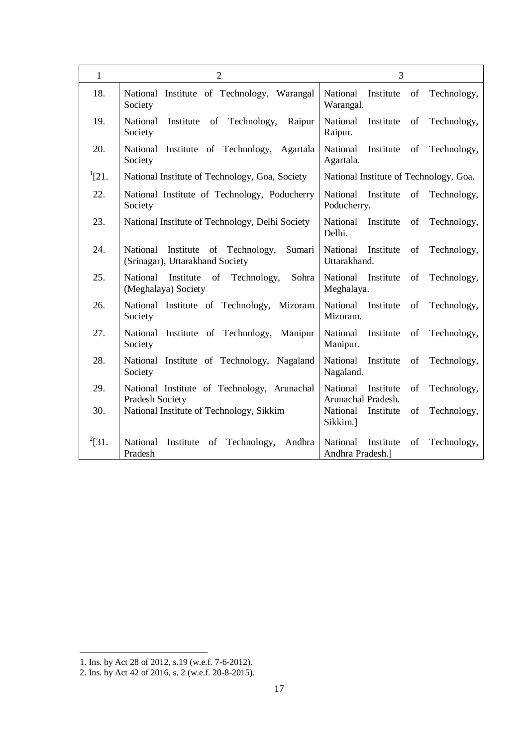| 1 | 2 | 3 |
|---|---|---|
| 18. | National Institute of Technology, Warangal Society | National Institute of Technology, Warangal. |
| 19. | National Institute of Technology, Raipur Society | National Institute of Technology, Raipur. |
| 20. | National Institute of Technology, Agartala Society | National Institute of Technology, Agartala. |
| [1][21. | National Institute of Technology, Goa, Society | National Institute of Technology, Goa. |
| 22. | National Institute of Technology, Poducherry Society | National Institute of Technology, Poducherry. |
| 23. | National Institute of Technology, Delhi Society | National Institute of Technology, Delhi. |
| 24. | National Institute of Technology, Sumari (Srinagar), Uttarakhand Society | National Institute of Technology, Uttarakhand. |
| 25. | National Institute of Technology, Sohra (Meghalaya) Society | National Institute of Technology, Meghalaya. |
| 26. | National Institute of Technology, Mizoram Society | National Institute of Technology, Mizoram. |
| 27. | National Institute of Technology, Manipur Society | National Institute of Technology, Manipur. |
| 28. | National Institute of Technology, Nagaland Society | National Institute of Technology, Nagaland. |
| 29. | National Institute of Technology, Arunachal Pradesh Society | National Institute of Technology, Arunachal Pradesh. |
| 30. | National Institute of Technology, Sikkim | National Institute of Technology, Sikkim.] |
| [2][31. | National Institute of Technology, Andhra Pradesh | National Institute of Technology, Andhra Pradesh.] |

1. Ins. by Act 28 of 2012, s.19 (w.e.f. 7-6-2012).
2. Ins. by Act 42 of 2016, s. 2 (w.e.f. 20-8-2015).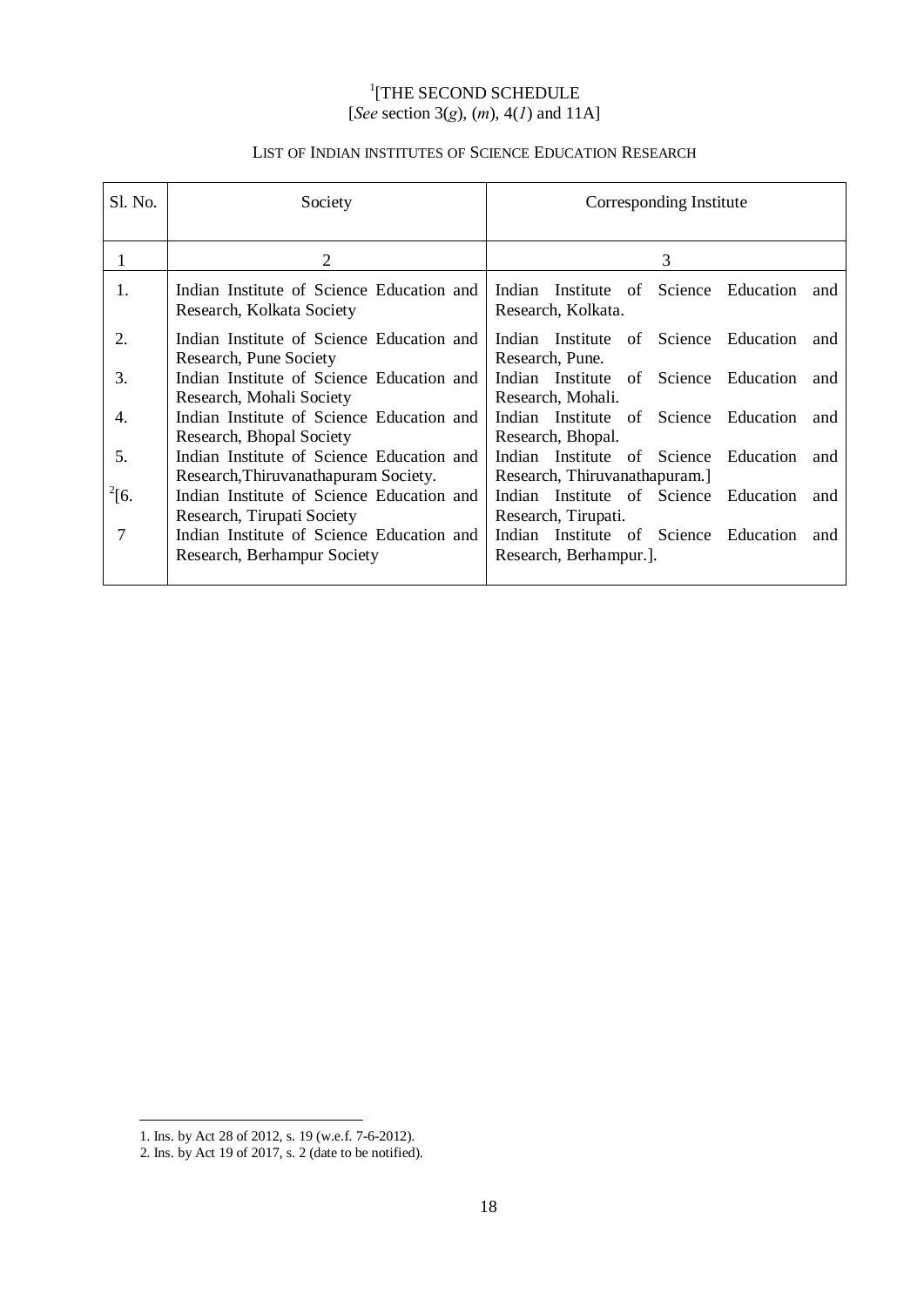[1][THE SECOND SCHEDULE
[*See* section 3(*g*), (*m*), 4(*1*) and 11A]

LIST OF INDIAN INSTITUTES OF SCIENCE EDUCATION RESEARCH

| Sl. No. | Society | Corresponding Institute |
|---|---|---|
| 1 | 2 | 3 |
| 1. | Indian Institute of Science Education and Research, Kolkata Society | Indian Institute of Science Education and Research, Kolkata. |
| 2. | Indian Institute of Science Education and Research, Pune Society | Indian Institute of Science Education and Research, Pune. |
| 3. | Indian Institute of Science Education and Research, Mohali Society | Indian Institute of Science Education and Research, Mohali. |
| 4. | Indian Institute of Science Education and Research, Bhopal Society | Indian Institute of Science Education and Research, Bhopal. |
| 5. | Indian Institute of Science Education and Research,Thiruvanathapuram Society. | Indian Institute of Science Education and Research, Thiruvanathapuram.] |
| [2][6. | Indian Institute of Science Education and Research, Tirupati Society | Indian Institute of Science Education and Research, Tirupati. |
| 7 | Indian Institute of Science Education and Research, Berhampur Society | Indian Institute of Science Education and Research, Berhampur.]. |

1. Ins. by Act 28 of 2012, s. 19 (w.e.f. 7-6-2012).
2. Ins. by Act 19 of 2017, s. 2 (date to be notified).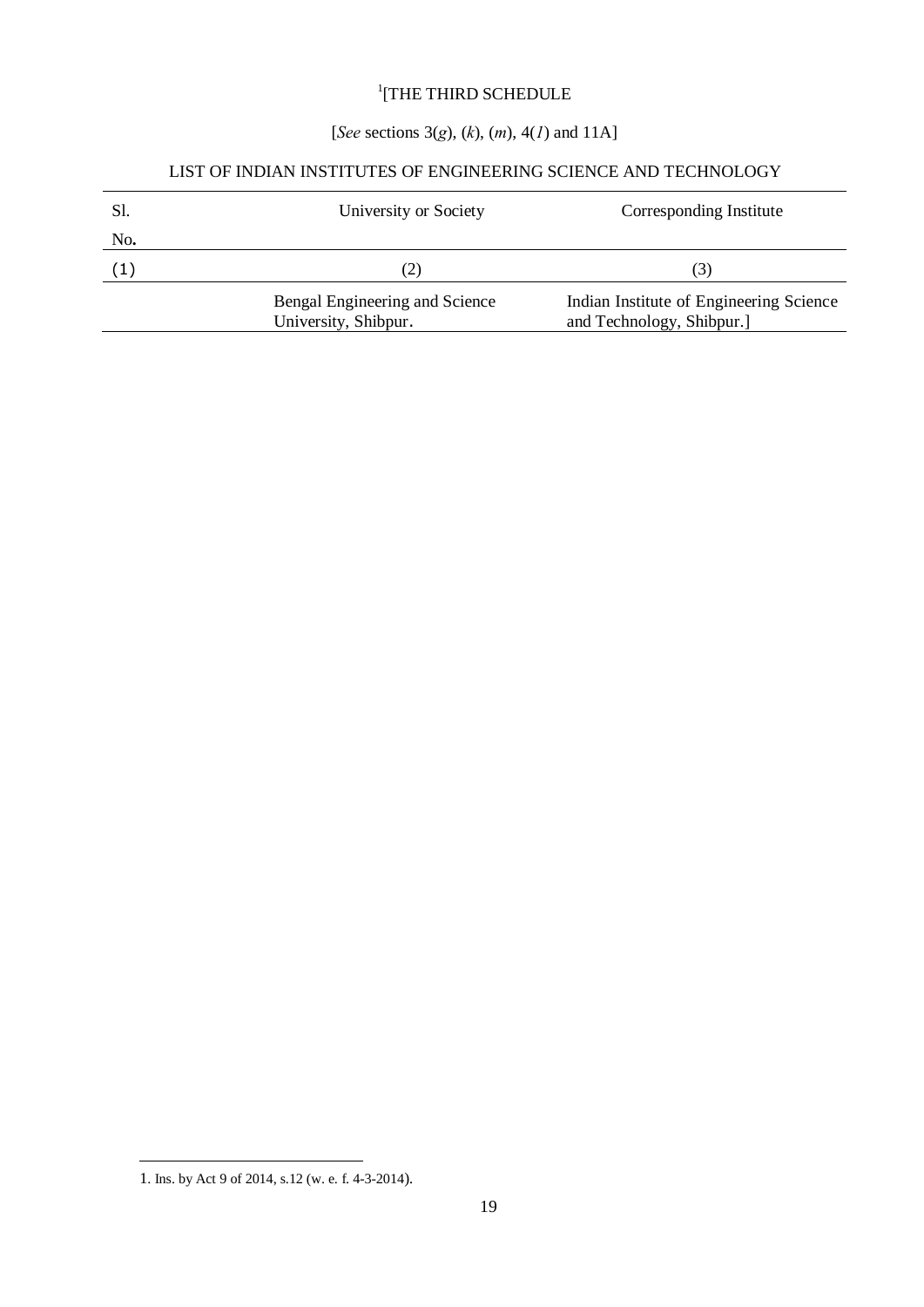[1][THE THIRD SCHEDULE

[*See* sections 3(*g*), (*k*), (*m*), 4(*1*) and 11A]

LIST OF INDIAN INSTITUTES OF ENGINEERING SCIENCE AND TECHNOLOGY

| Sl. No. | University or Society | Corresponding Institute |
|---|---|---|
| (1) | (2) | (3) |
| | Bengal Engineering and Science University, Shibpur. | Indian Institute of Engineering Science and Technology, Shibpur.] |

1. Ins. by Act 9 of 2014, s.12 (w. e. f. 4-3-2014).